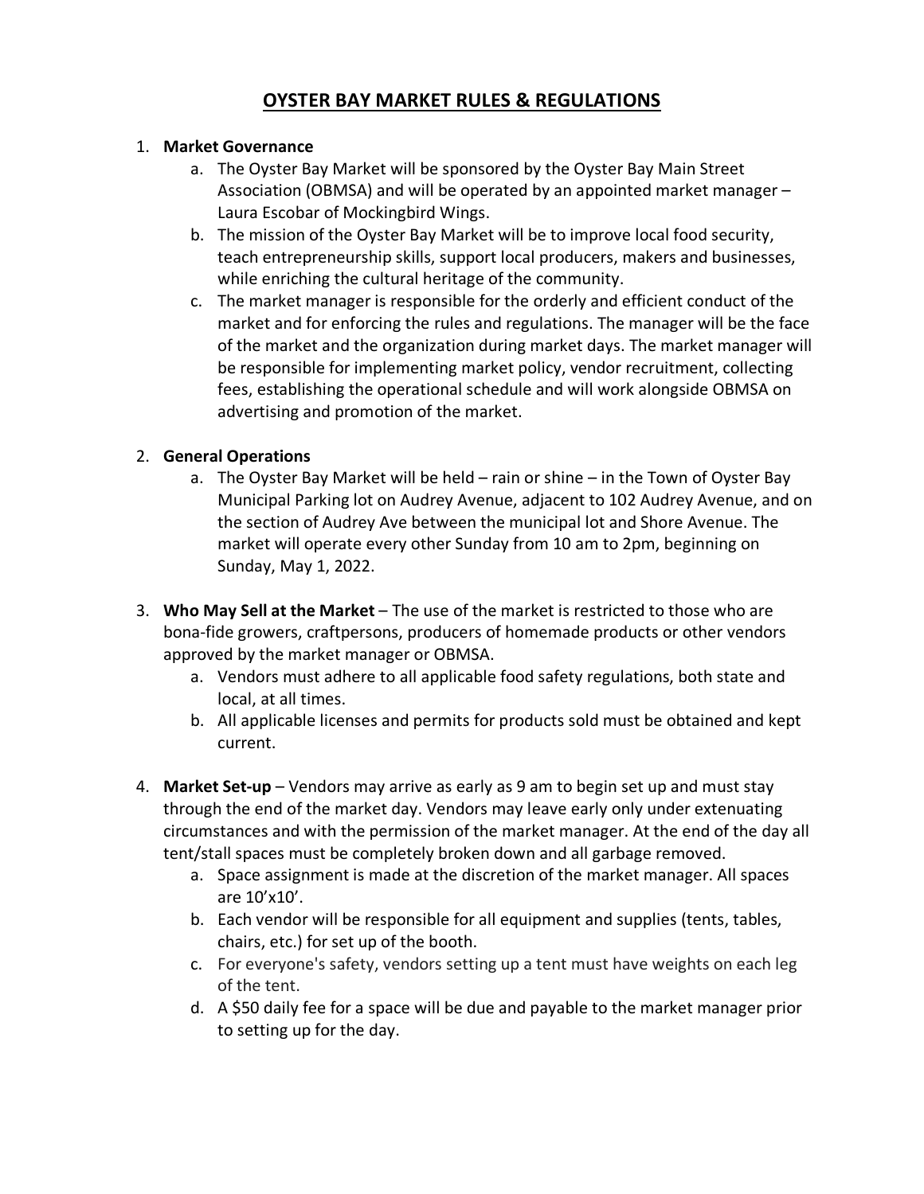# OYSTER BAY MARKET RULES & REGULATIONS

1. **Market Governance**
    a. The Oyster Bay Market will be sponsored by the Oyster Bay Main Street Association (OBMSA) and will be operated by an appointed market manager – Laura Escobar of Mockingbird Wings.
    b. The mission of the Oyster Bay Market will be to improve local food security, teach entrepreneurship skills, support local producers, makers and businesses, while enriching the cultural heritage of the community.
    c. The market manager is responsible for the orderly and efficient conduct of the market and for enforcing the rules and regulations. The manager will be the face of the market and the organization during market days. The market manager will be responsible for implementing market policy, vendor recruitment, collecting fees, establishing the operational schedule and will work alongside OBMSA on advertising and promotion of the market.

2. **General Operations**
    a. The Oyster Bay Market will be held – rain or shine – in the Town of Oyster Bay Municipal Parking lot on Audrey Avenue, adjacent to 102 Audrey Avenue, and on the section of Audrey Ave between the municipal lot and Shore Avenue. The market will operate every other Sunday from 10 am to 2pm, beginning on Sunday, May 1, 2022.

3. **Who May Sell at the Market** – The use of the market is restricted to those who are bona-fide growers, craftpersons, producers of homemade products or other vendors approved by the market manager or OBMSA.
    a. Vendors must adhere to all applicable food safety regulations, both state and local, at all times.
    b. All applicable licenses and permits for products sold must be obtained and kept current.

4. **Market Set-up** – Vendors may arrive as early as 9 am to begin set up and must stay through the end of the market day. Vendors may leave early only under extenuating circumstances and with the permission of the market manager. At the end of the day all tent/stall spaces must be completely broken down and all garbage removed.
    a. Space assignment is made at the discretion of the market manager. All spaces are 10'x10'.
    b. Each vendor will be responsible for all equipment and supplies (tents, tables, chairs, etc.) for set up of the booth.
    c. For everyone's safety, vendors setting up a tent must have weights on each leg of the tent.
    d. A $50 daily fee for a space will be due and payable to the market manager prior to setting up for the day.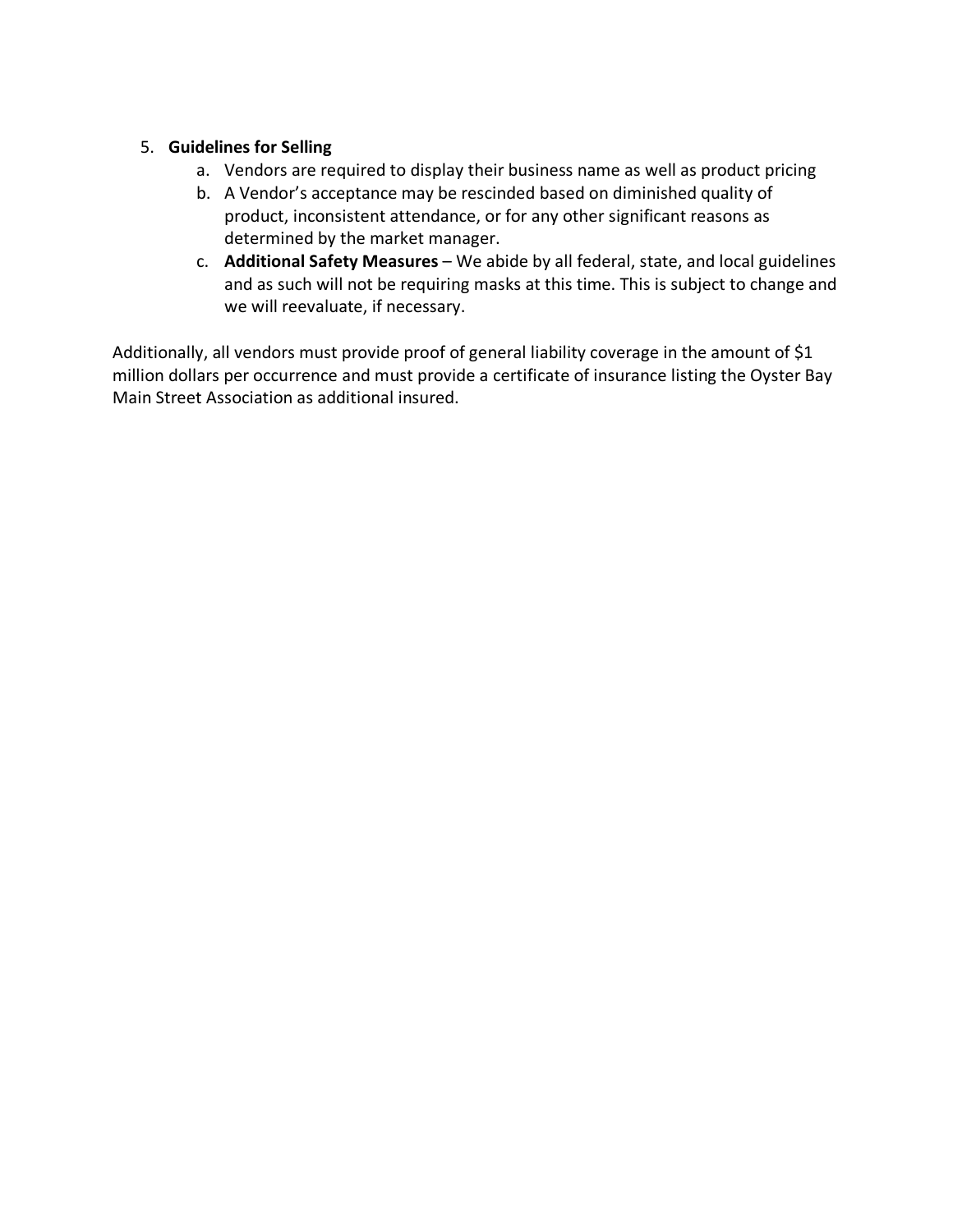5. **Guidelines for Selling**
    a. Vendors are required to display their business name as well as product pricing
    b. A Vendor's acceptance may be rescinded based on diminished quality of product, inconsistent attendance, or for any other significant reasons as determined by the market manager.
    c. **Additional Safety Measures** – We abide by all federal, state, and local guidelines and as such will not be requiring masks at this time. This is subject to change and we will reevaluate, if necessary.

Additionally, all vendors must provide proof of general liability coverage in the amount of $1 million dollars per occurrence and must provide a certificate of insurance listing the Oyster Bay Main Street Association as additional insured.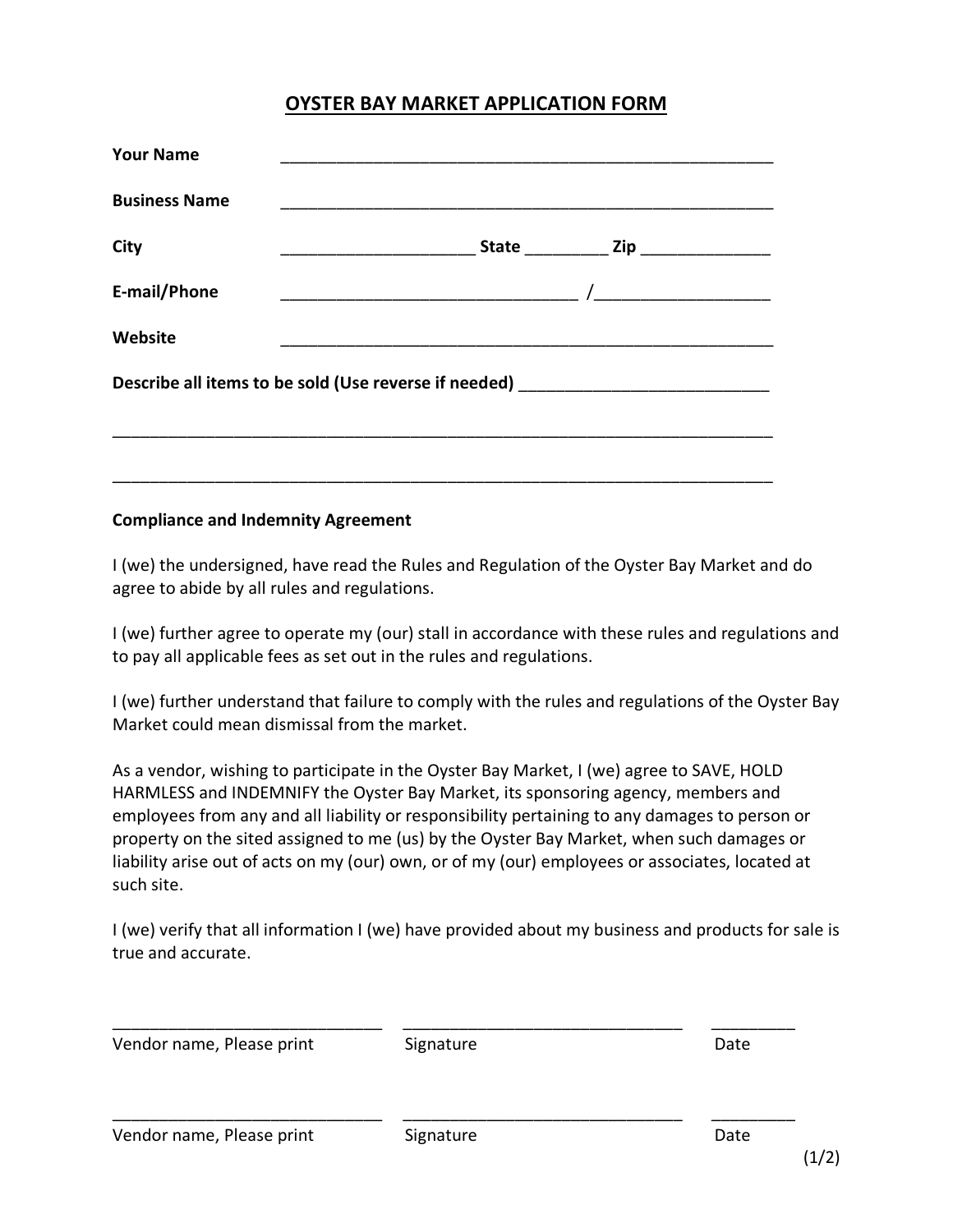# OYSTER BAY MARKET APPLICATION FORM

**Your Name** _______________________________________________________

**Business Name** _______________________________________________________

**City** _____________________ **State** _________ **Zip** ______________

**E-mail/Phone** ________________________________ /___________________

**Website** _______________________________________________________

**Describe all items to be sold (Use reverse if needed)** ___________________________

_________________________________________________________________________

_________________________________________________________________________

**Compliance and Indemnity Agreement**

I (we) the undersigned, have read the Rules and Regulation of the Oyster Bay Market and do agree to abide by all rules and regulations.

I (we) further agree to operate my (our) stall in accordance with these rules and regulations and to pay all applicable fees as set out in the rules and regulations.

I (we) further understand that failure to comply with the rules and regulations of the Oyster Bay Market could mean dismissal from the market.

As a vendor, wishing to participate in the Oyster Bay Market, I (we) agree to SAVE, HOLD HARMLESS and INDEMNIFY the Oyster Bay Market, its sponsoring agency, members and employees from any and all liability or responsibility pertaining to any damages to person or property on the sited assigned to me (us) by the Oyster Bay Market, when such damages or liability arise out of acts on my (our) own, or of my (our) employees or associates, located at such site.

I (we) verify that all information I (we) have provided about my business and products for sale is true and accurate.

_____________________________ _______________________________ _________
Vendor name, Please print Signature Date

_____________________________ _______________________________ _________
Vendor name, Please print Signature Date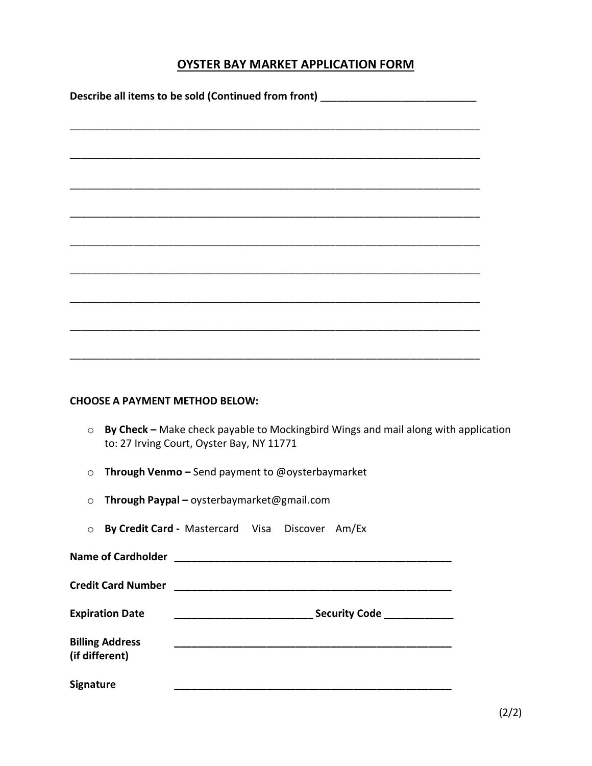## OYSTER BAY MARKET APPLICATION FORM

**Describe all items to be sold (Continued from front)** ___________________________

_________________________________________________________________________

_________________________________________________________________________

_________________________________________________________________________

_________________________________________________________________________

_________________________________________________________________________

_________________________________________________________________________

_________________________________________________________________________

_________________________________________________________________________

_________________________________________________________________________

**CHOOSE A PAYMENT METHOD BELOW:**

- **By Check –** Make check payable to Mockingbird Wings and mail along with application to: 27 Irving Court, Oyster Bay, NY 11771
- **Through Venmo –** Send payment to @oysterbaymarket
- **Through Paypal –** oysterbaymarket@gmail.com
- **By Credit Card -** Mastercard Visa Discover Am/Ex

**Name of Cardholder** __________________________________________________

**Credit Card Number** __________________________________________________

**Expiration Date** ________________________ **Security Code** ____________

**Billing Address (if different)** __________________________________________________

**Signature** __________________________________________________